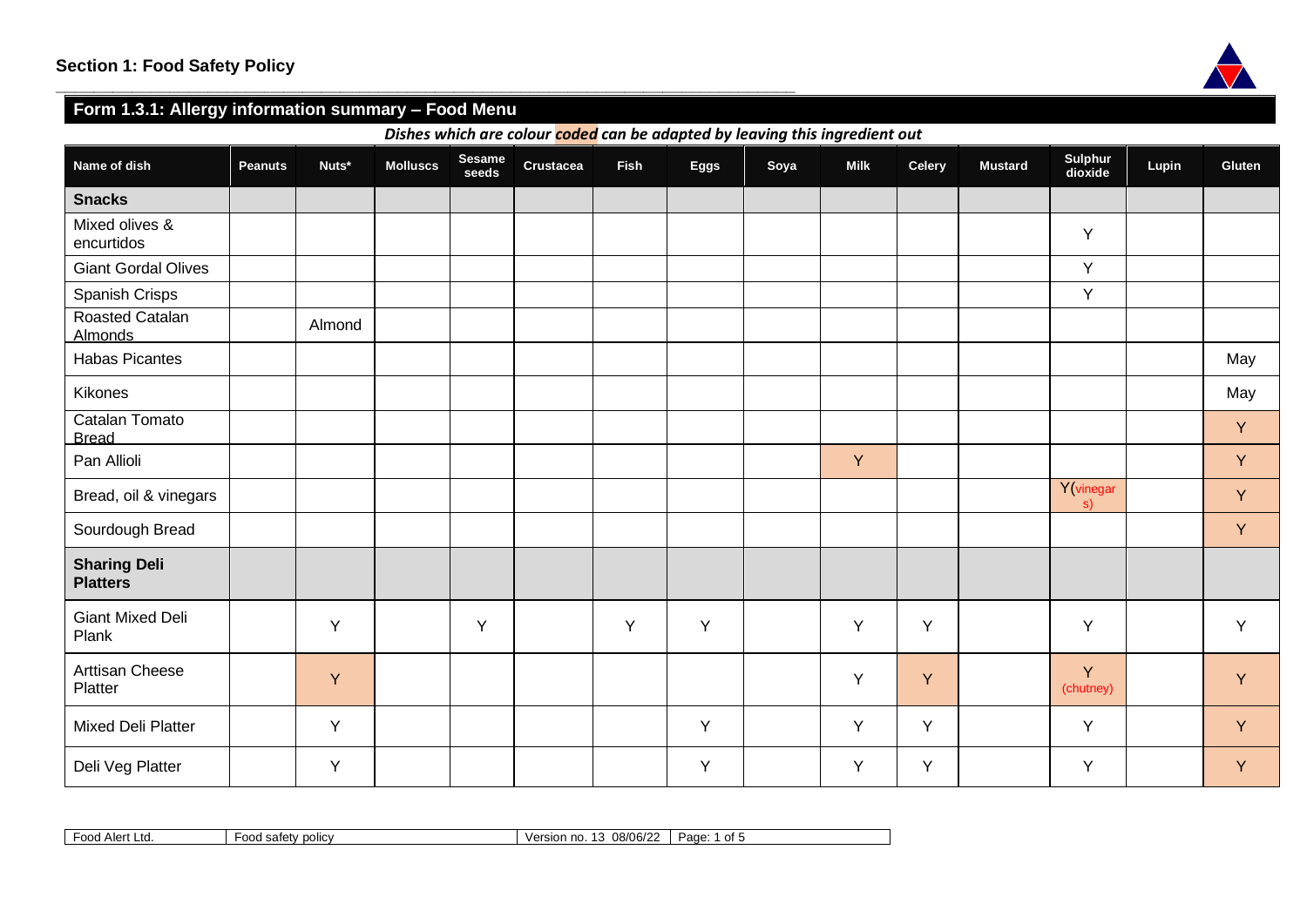## Section 1: Food Safety Policy

### Form 1.3.1: Allergy information summary – Food Menu

*Dishes which are colour coded can be adapted by leaving this ingredient out*

| Name of dish | Peanuts | Nuts* | Molluscs | Sesame seeds | Crustacea | Fish | Eggs | Soya | Milk | Celery | Mustard | Sulphur dioxide | Lupin | Gluten |
|---|---|---|---|---|---|---|---|---|---|---|---|---|---|---|
| **Snacks** | | | | | | | | | | | | | | |
| Mixed olives & encurtidos | | | | | | | | | | | | Y | | |
| Giant Gordal Olives | | | | | | | | | | | | Y | | |
| Spanish Crisps | | | | | | | | | | | | Y | | |
| Roasted Catalan Almonds | | Almond | | | | | | | | | | | | |
| Habas Picantes | | | | | | | | | | | | | | May |
| Kikones | | | | | | | | | | | | | | May |
| Catalan Tomato Bread | | | | | | | | | | | | | | Y |
| Pan Allioli | | | | | | | | | Y | | | | | Y |
| Bread, oil & vinegars | | | | | | | | | | | | Y(vinegars) | | Y |
| Sourdough Bread | | | | | | | | | | | | | | Y |
| **Sharing Deli Platters** | | | | | | | | | | | | | | |
| Giant Mixed Deli Plank | | Y | | Y | | Y | Y | | Y | Y | | Y | | Y |
| Arttisan Cheese Platter | | Y | | | | | | | Y | Y | | Y (chutney) | | Y |
| Mixed Deli Platter | | Y | | | | | Y | | Y | Y | | Y | | Y |
| Deli Veg Platter | | Y | | | | | Y | | Y | Y | | Y | | Y |

| Food Alert Ltd. | Food safety policy | Version no. 13 08/06/22 |
|---|---|---|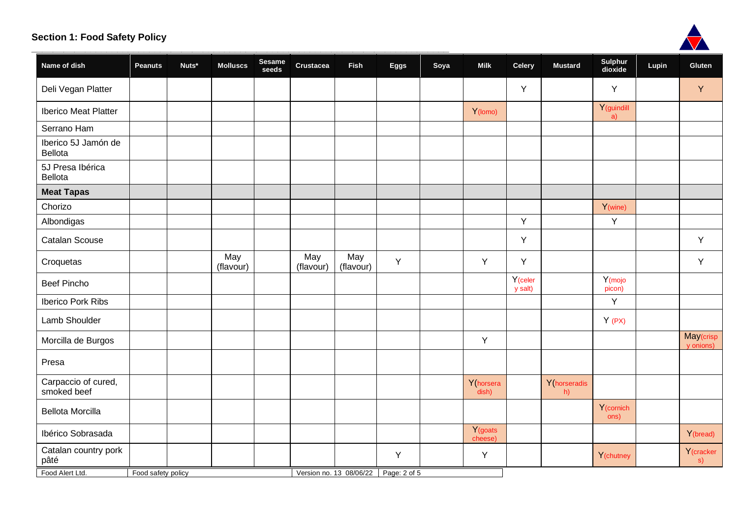## Section 1: Food Safety Policy

| Name of dish | Peanuts | Nuts* | Molluscs | Sesame seeds | Crustacea | Fish | Eggs | Soya | Milk | Celery | Mustard | Sulphur dioxide | Lupin | Gluten |
|---|---|---|---|---|---|---|---|---|---|---|---|---|---|---|
| Deli Vegan Platter | | | | | | | | | | Y | | Y | | Y |
| Iberico Meat Platter | | | | | | | | | Y(lomo) | | | Y(guindilla) | | |
| Serrano Ham | | | | | | | | | | | | | | |
| Iberico 5J Jamón de Bellota | | | | | | | | | | | | | | |
| 5J Presa Ibérica Bellota | | | | | | | | | | | | | | |
| **Meat Tapas** | | | | | | | | | | | | | | |
| Chorizo | | | | | | | | | | | | Y(wine) | | |
| Albondigas | | | | | | | | | | Y | | Y | | |
| Catalan Scouse | | | | | | | | | | Y | | | | Y |
| Croquetas | | | May (flavour) | | May (flavour) | May (flavour) | Y | | Y | Y | | | | Y |
| Beef Pincho | | | | | | | | | | Y(celery salt) | | Y(mojo picon) | | |
| Iberico Pork Ribs | | | | | | | | | | | | Y | | |
| Lamb Shoulder | | | | | | | | | | | | Y (PX) | | |
| Morcilla de Burgos | | | | | | | | | Y | | | | | May(crispy onions) |
| Presa | | | | | | | | | | | | | | |
| Carpaccio of cured, smoked beef | | | | | | | | | Y(horseradish) | | Y(horseradish) | | | |
| Bellota Morcilla | | | | | | | | | | | | Y(cornichons) | | |
| Ibérico Sobrasada | | | | | | | | | Y(goats cheese) | | | | | Y(bread) |
| Catalan country pork pâté | | | | | | | Y | | Y | | | Y(chutney | | Y(crackers) |

Food Alert Ltd. | Food safety policy | Version no. 13 08/06/22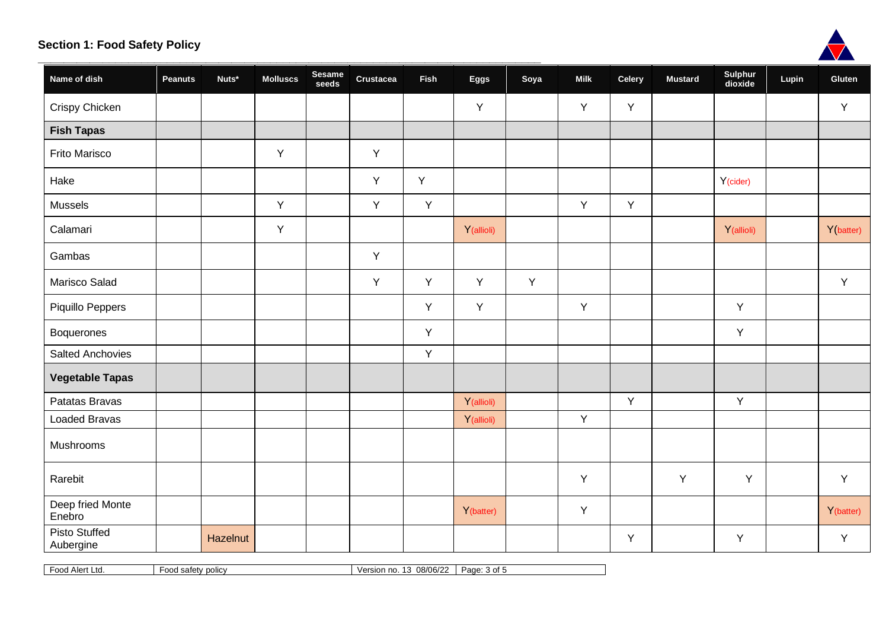## Section 1: Food Safety Policy

| Name of dish | Peanuts | Nuts* | Molluscs | Sesame seeds | Crustacea | Fish | Eggs | Soya | Milk | Celery | Mustard | Sulphur dioxide | Lupin | Gluten |
|---|---|---|---|---|---|---|---|---|---|---|---|---|---|---|
| Crispy Chicken | | | | | | | Y | | Y | Y | | | | Y |
| **Fish Tapas** | | | | | | | | | | | | | | |
| Frito Marisco | | | Y | | Y | | | | | | | | | |
| Hake | | | | | Y | Y | | | | | | Y(cider) | | |
| Mussels | | | Y | | Y | Y | | | Y | Y | | | | |
| Calamari | | | Y | | | | Y(allioli) | | | | | Y(allioli) | | Y(batter) |
| Gambas | | | | | Y | | | | | | | | | |
| Marisco Salad | | | | | Y | Y | Y | Y | | | | | | Y |
| Piquillo Peppers | | | | | | Y | Y | | Y | | | Y | | |
| Boquerones | | | | | | Y | | | | | | Y | | |
| Salted Anchovies | | | | | | Y | | | | | | | | |
| **Vegetable Tapas** | | | | | | | | | | | | | | |
| Patatas Bravas | | | | | | | Y(allioli) | | | Y | | Y | | |
| Loaded Bravas | | | | | | | Y(allioli) | | Y | | | | | |
| Mushrooms | | | | | | | | | | | | | | |
| Rarebit | | | | | | | | | Y | | Y | Y | | Y |
| Deep fried Monte Enebro | | | | | | | Y(batter) | | Y | | | | | Y(batter) |
| Pisto Stuffed Aubergine | | Hazelnut | | | | | | | | Y | | Y | | Y |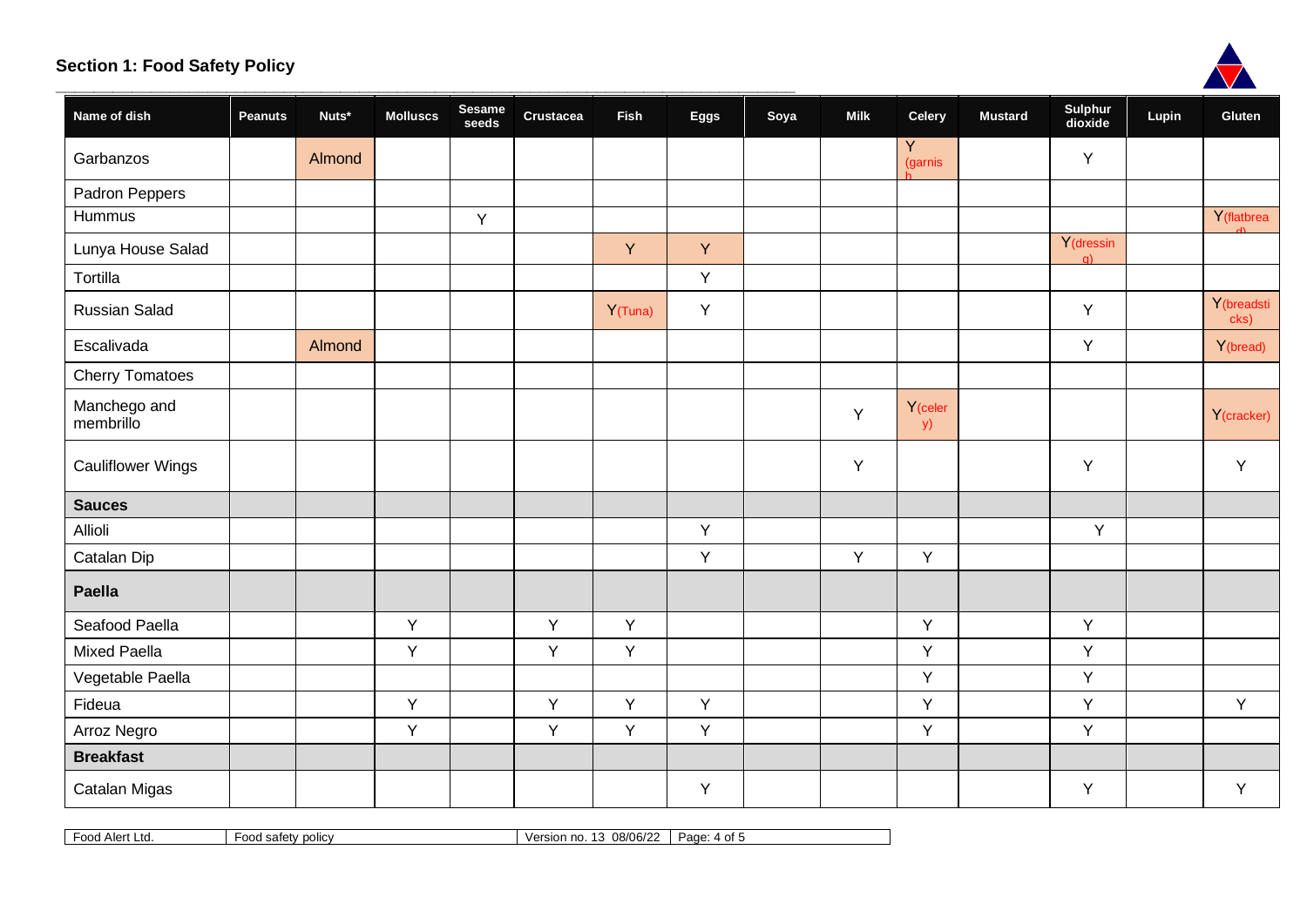## Section 1: Food Safety Policy

| Name of dish | Peanuts | Nuts* | Molluscs | Sesame seeds | Crustacea | Fish | Eggs | Soya | Milk | Celery | Mustard | Sulphur dioxide | Lupin | Gluten |
|---|---|---|---|---|---|---|---|---|---|---|---|---|---|---|
| Garbanzos | | Almond | | | | | | | | Y (garnish) | | Y | | |
| Padron Peppers | | | | | | | | | | | | | | |
| Hummus | | | | Y | | | | | | | | | | Y(flatbread) |
| Lunya House Salad | | | | | | Y | Y | | | | | Y(dressing) | | |
| Tortilla | | | | | | | Y | | | | | | | |
| Russian Salad | | | | | | Y(Tuna) | Y | | | | | Y | | Y(breadsticks) |
| Escalivada | | Almond | | | | | | | | | | Y | | Y(bread) |
| Cherry Tomatoes | | | | | | | | | | | | | | |
| Manchego and membrillo | | | | | | | | | Y | Y(celery) | | | | Y(cracker) |
| Cauliflower Wings | | | | | | | | | Y | | | Y | | Y |
| **Sauces** | | | | | | | | | | | | | | |
| Allioli | | | | | | | Y | | | | | Y | | |
| Catalan Dip | | | | | | | Y | | Y | Y | | | | |
| **Paella** | | | | | | | | | | | | | | |
| Seafood Paella | | | Y | | Y | Y | | | | Y | | Y | | |
| Mixed Paella | | | Y | | Y | Y | | | | Y | | Y | | |
| Vegetable Paella | | | | | | | | | | Y | | Y | | |
| Fideua | | | Y | | Y | Y | Y | | | Y | | Y | | Y |
| Arroz Negro | | | Y | | Y | Y | Y | | | Y | | Y | | |
| **Breakfast** | | | | | | | | | | | | | | |
| Catalan Migas | | | | | | | Y | | | | | Y | | Y |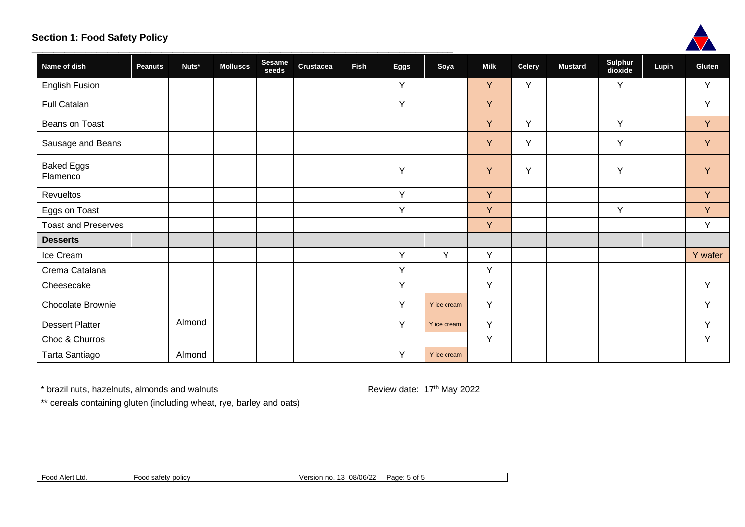## Section 1: Food Safety Policy

| Name of dish | Peanuts | Nuts* | Molluscs | Sesame seeds | Crustacea | Fish | Eggs | Soya | Milk | Celery | Mustard | Sulphur dioxide | Lupin | Gluten |
|---|---|---|---|---|---|---|---|---|---|---|---|---|---|---|
| English Fusion | | | | | | | Y | | Y | Y | | Y | | Y |
| Full Catalan | | | | | | | Y | | Y | | | | | Y |
| Beans on Toast | | | | | | | | | Y | Y | | Y | | Y |
| Sausage and Beans | | | | | | | | | Y | Y | | Y | | Y |
| Baked Eggs Flamenco | | | | | | | Y | | Y | Y | | Y | | Y |
| Revueltos | | | | | | | Y | | Y | | | | | Y |
| Eggs on Toast | | | | | | | Y | | Y | | | Y | | Y |
| Toast and Preserves | | | | | | | | | Y | | | | | Y |
| **Desserts** | | | | | | | | | | | | | | |
| Ice Cream | | | | | | | Y | Y | Y | | | | | Y wafer |
| Crema Catalana | | | | | | | Y | | Y | | | | | |
| Cheesecake | | | | | | | Y | | Y | | | | | Y |
| Chocolate Brownie | | | | | | | Y | Y ice cream | Y | | | | | Y |
| Dessert Platter | | Almond | | | | | Y | Y ice cream | Y | | | | | Y |
| Choc & Churros | | | | | | | | | Y | | | | | Y |
| Tarta Santiago | | Almond | | | | | Y | Y ice cream | | | | | | |

* brazil nuts, hazelnuts, almonds and walnuts

** cereals containing gluten (including wheat, rye, barley and oats)

Review date: 17th May 2022

| Food Alert Ltd. | Food safety policy | Version no. 13 08/06/22 |
|---|---|---|